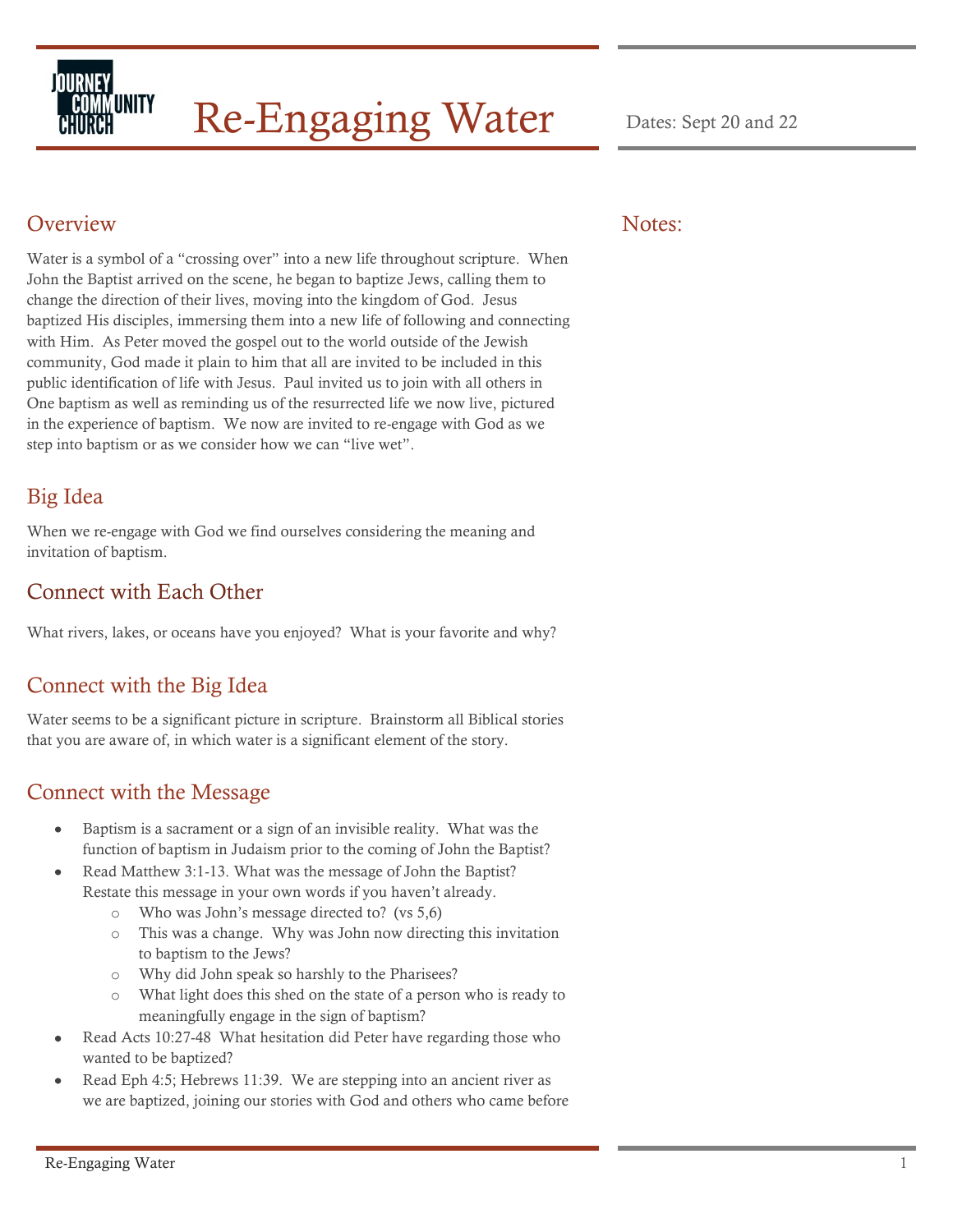# Re-Engaging Water

Dates: Sept 20 and 22

## Overview

Water is a symbol of a "crossing over" into a new life throughout scripture. When John the Baptist arrived on the scene, he began to baptize Jews, calling them to change the direction of their lives, moving into the kingdom of God. Jesus baptized His disciples, immersing them into a new life of following and connecting with Him. As Peter moved the gospel out to the world outside of the Jewish community, God made it plain to him that all are invited to be included in this public identification of life with Jesus. Paul invited us to join with all others in One baptism as well as reminding us of the resurrected life we now live, pictured in the experience of baptism. We now are invited to re-engage with God as we step into baptism or as we consider how we can "live wet".

## Big Idea

When we re-engage with God we find ourselves considering the meaning and invitation of baptism.

## Connect with Each Other

What rivers, lakes, or oceans have you enjoyed? What is your favorite and why?

## Connect with the Big Idea

Water seems to be a significant picture in scripture. Brainstorm all Biblical stories that you are aware of, in which water is a significant element of the story.

## Connect with the Message

- Baptism is a sacrament or a sign of an invisible reality. What was the function of baptism in Judaism prior to the coming of John the Baptist?
- Read Matthew 3:1-13. What was the message of John the Baptist? Restate this message in your own words if you haven't already.
  - Who was John's message directed to? (vs 5,6)
  - This was a change. Why was John now directing this invitation to baptism to the Jews?
  - Why did John speak so harshly to the Pharisees?
  - What light does this shed on the state of a person who is ready to meaningfully engage in the sign of baptism?
- Read Acts 10:27-48 What hesitation did Peter have regarding those who wanted to be baptized?
- Read Eph 4:5; Hebrews 11:39. We are stepping into an ancient river as we are baptized, joining our stories with God and others who came before

## Notes: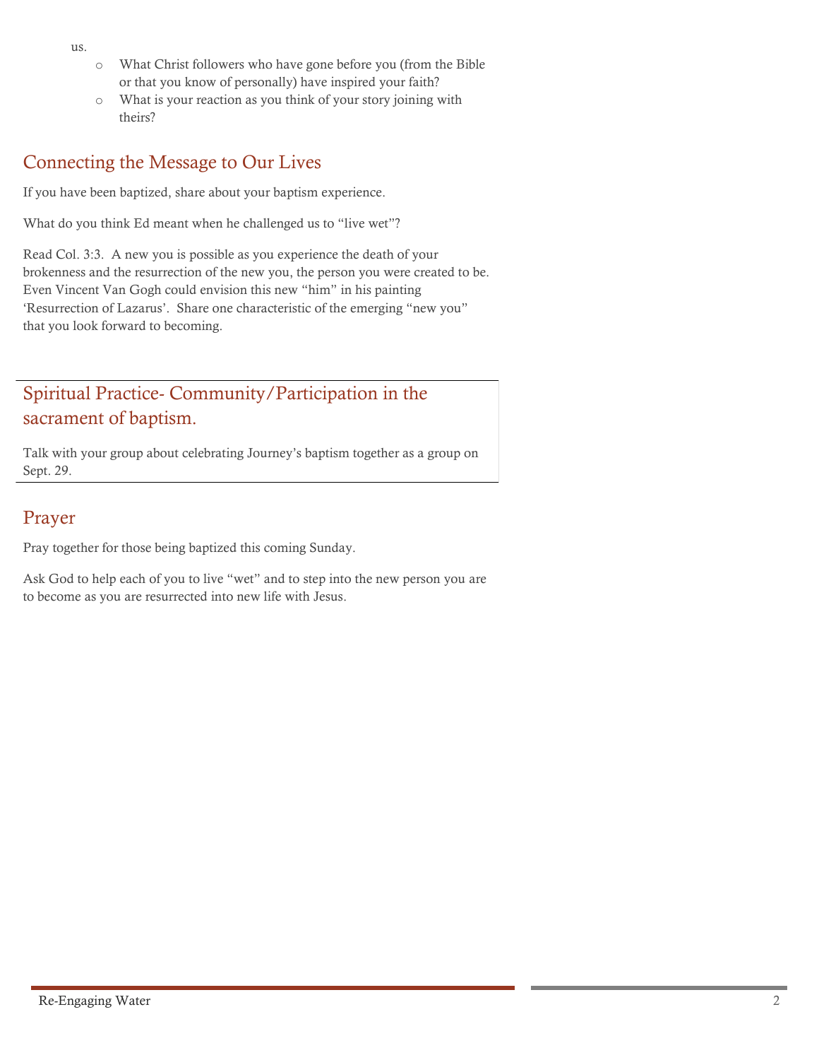us.

- What Christ followers who have gone before you (from the Bible or that you know of personally) have inspired your faith?
- What is your reaction as you think of your story joining with theirs?

## Connecting the Message to Our Lives

If you have been baptized, share about your baptism experience.

What do you think Ed meant when he challenged us to “live wet”?

Read Col. 3:3. A new you is possible as you experience the death of your brokenness and the resurrection of the new you, the person you were created to be. Even Vincent Van Gogh could envision this new “him” in his painting ‘Resurrection of Lazarus’. Share one characteristic of the emerging “new you” that you look forward to becoming.

## Spiritual Practice- Community/Participation in the sacrament of baptism.

Talk with your group about celebrating Journey’s baptism together as a group on Sept. 29.

## Prayer

Pray together for those being baptized this coming Sunday.

Ask God to help each of you to live “wet” and to step into the new person you are to become as you are resurrected into new life with Jesus.